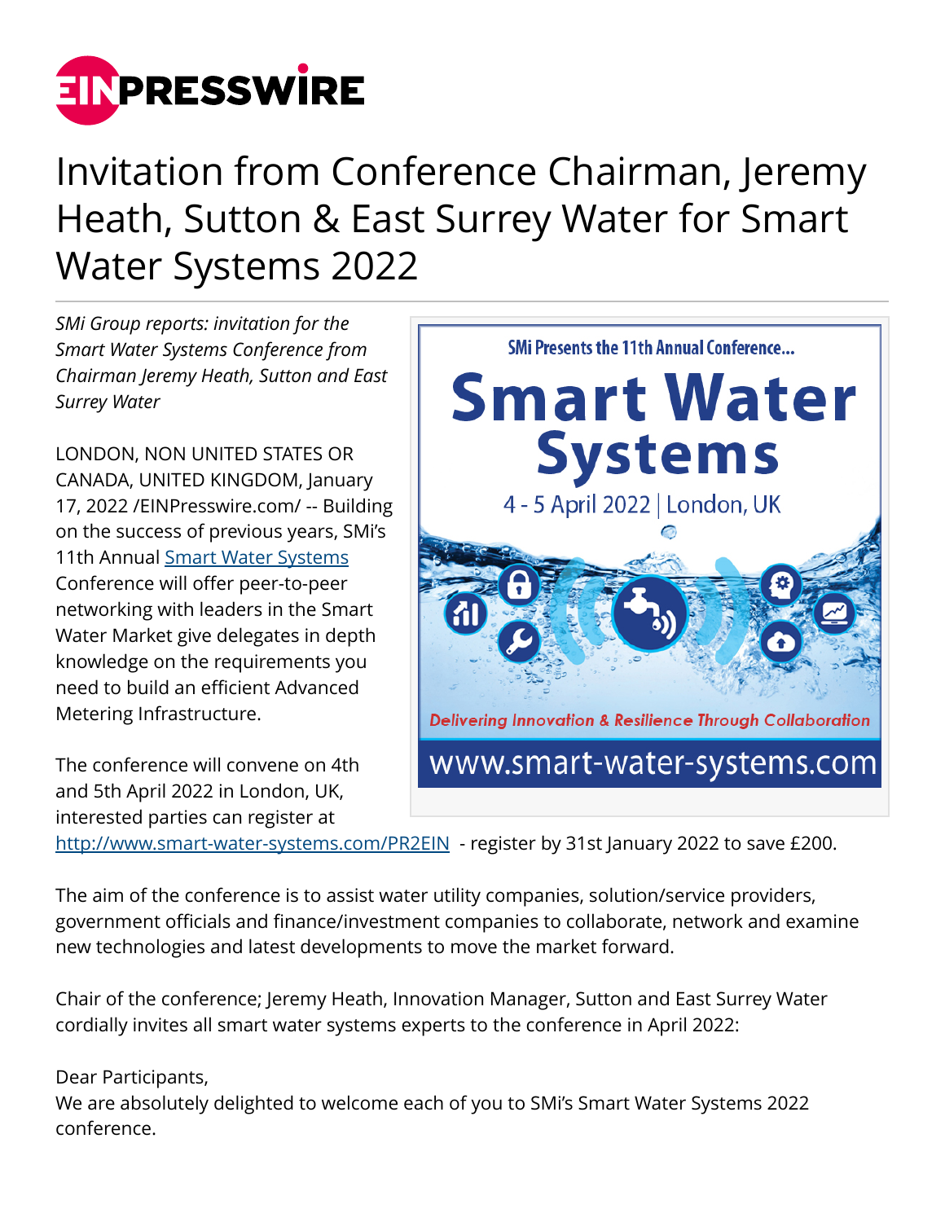# Invitation from Conference Chairman, Jeremy Heath, Sutton & East Surrey Water for Smart Water Systems 2022

*SMi Group reports: invitation for the Smart Water Systems Conference from Chairman Jeremy Heath, Sutton and East Surrey Water*

LONDON, NON UNITED STATES OR CANADA, UNITED KINGDOM, January 17, 2022 /EINPresswire.com/ -- Building on the success of previous years, SMi's 11th Annual [Smart Water Systems](http://www.smart-water-systems.com/PR2EIN) Conference will offer peer-to-peer networking with leaders in the Smart Water Market give delegates in depth knowledge on the requirements you need to build an efficient Advanced Metering Infrastructure.

The conference will convene on 4th and 5th April 2022 in London, UK, interested parties can register at [http://www.smart-water-systems.com/PR2EIN](http://www.smart-water-systems.com/PR2EIN) - register by 31st January 2022 to save £200.

The aim of the conference is to assist water utility companies, solution/service providers, government officials and finance/investment companies to collaborate, network and examine new technologies and latest developments to move the market forward.

Chair of the conference; Jeremy Heath, Innovation Manager, Sutton and East Surrey Water cordially invites all smart water systems experts to the conference in April 2022:

Dear Participants,
We are absolutely delighted to welcome each of you to SMi's Smart Water Systems 2022 conference.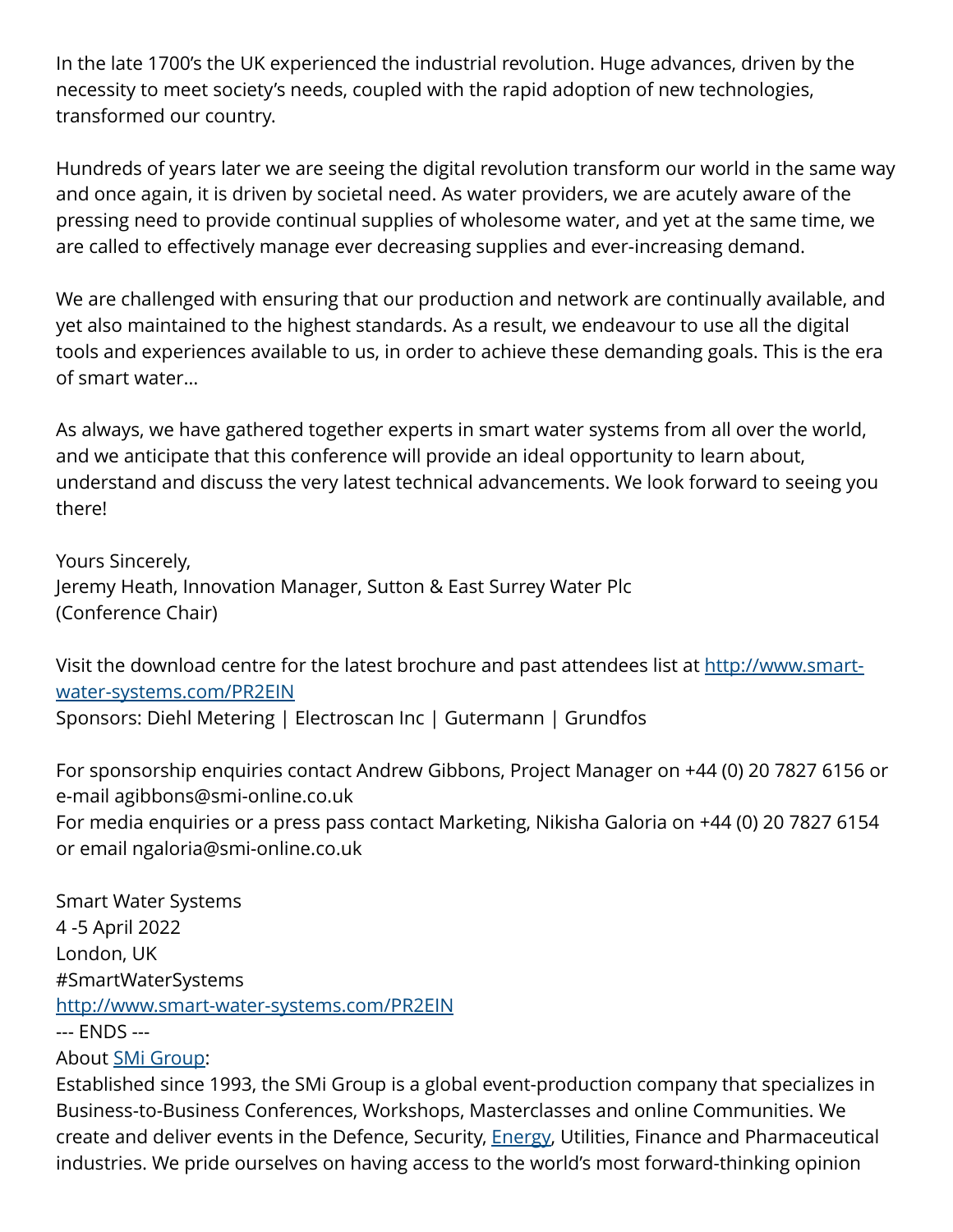In the late 1700's the UK experienced the industrial revolution. Huge advances, driven by the necessity to meet society's needs, coupled with the rapid adoption of new technologies, transformed our country.

Hundreds of years later we are seeing the digital revolution transform our world in the same way and once again, it is driven by societal need. As water providers, we are acutely aware of the pressing need to provide continual supplies of wholesome water, and yet at the same time, we are called to effectively manage ever decreasing supplies and ever-increasing demand.

We are challenged with ensuring that our production and network are continually available, and yet also maintained to the highest standards. As a result, we endeavour to use all the digital tools and experiences available to us, in order to achieve these demanding goals. This is the era of smart water...

As always, we have gathered together experts in smart water systems from all over the world, and we anticipate that this conference will provide an ideal opportunity to learn about, understand and discuss the very latest technical advancements. We look forward to seeing you there!

Yours Sincerely,
Jeremy Heath, Innovation Manager, Sutton & East Surrey Water Plc
(Conference Chair)

Visit the download centre for the latest brochure and past attendees list at [http://www.smart-water-systems.com/PR2EIN](http://www.smart-water-systems.com/PR2EIN)
Sponsors: Diehl Metering | Electroscan Inc | Gutermann | Grundfos

For sponsorship enquiries contact Andrew Gibbons, Project Manager on +44 (0) 20 7827 6156 or e-mail agibbons@smi-online.co.uk
For media enquiries or a press pass contact Marketing, Nikisha Galoria on +44 (0) 20 7827 6154 or email ngaloria@smi-online.co.uk

Smart Water Systems
4 -5 April 2022
London, UK
#SmartWaterSystems
[http://www.smart-water-systems.com/PR2EIN](http://www.smart-water-systems.com/PR2EIN)
--- ENDS ---
About [SMi Group](SMi Group):
Established since 1993, the SMi Group is a global event-production company that specializes in Business-to-Business Conferences, Workshops, Masterclasses and online Communities. We create and deliver events in the Defence, Security, [Energy](Energy), Utilities, Finance and Pharmaceutical industries. We pride ourselves on having access to the world's most forward-thinking opinion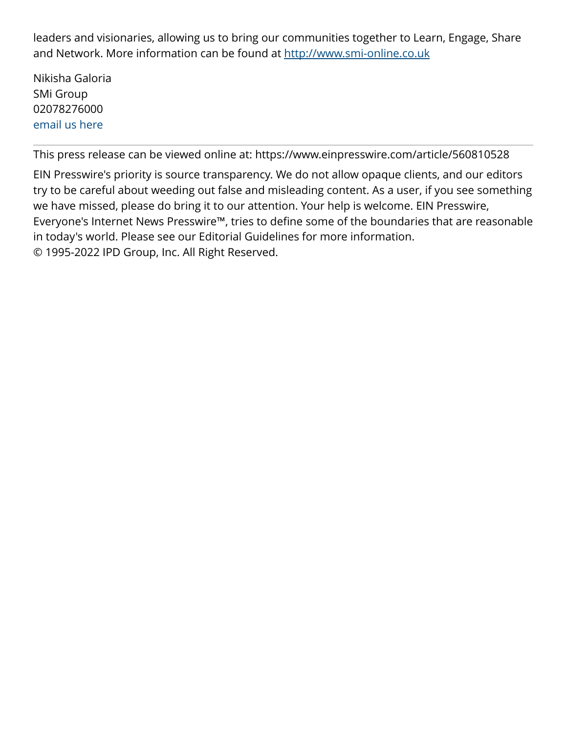leaders and visionaries, allowing us to bring our communities together to Learn, Engage, Share and Network. More information can be found at http://www.smi-online.co.uk

Nikisha Galoria
SMi Group
02078276000
email us here

---

This press release can be viewed online at: https://www.einpresswire.com/article/560810528

EIN Presswire's priority is source transparency. We do not allow opaque clients, and our editors try to be careful about weeding out false and misleading content. As a user, if you see something we have missed, please do bring it to our attention. Your help is welcome. EIN Presswire, Everyone's Internet News Presswire™, tries to define some of the boundaries that are reasonable in today's world. Please see our Editorial Guidelines for more information.
© 1995-2022 IPD Group, Inc. All Right Reserved.